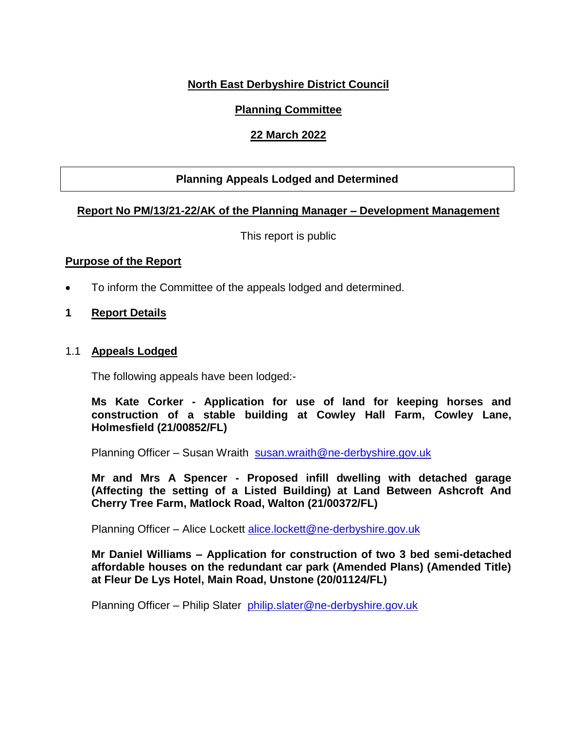**North East Derbyshire District Council**

**Planning Committee**

**22 March 2022**

**Planning Appeals Lodged and Determined**

**Report No PM/13/21-22/AK of the Planning Manager – Development Management**

This report is public

## Purpose of the Report

- To inform the Committee of the appeals lodged and determined.

## 1 Report Details

### 1.1 Appeals Lodged

The following appeals have been lodged:-

**Ms Kate Corker - Application for use of land for keeping horses and construction of a stable building at Cowley Hall Farm, Cowley Lane, Holmesfield (21/00852/FL)**

Planning Officer – Susan Wraith [susan.wraith@ne-derbyshire.gov.uk](mailto:susan.wraith@ne-derbyshire.gov.uk)

**Mr and Mrs A Spencer - Proposed infill dwelling with detached garage (Affecting the setting of a Listed Building) at Land Between Ashcroft And Cherry Tree Farm, Matlock Road, Walton (21/00372/FL)**

Planning Officer – Alice Lockett [alice.lockett@ne-derbyshire.gov.uk](mailto:alice.lockett@ne-derbyshire.gov.uk)

**Mr Daniel Williams – Application for construction of two 3 bed semi-detached affordable houses on the redundant car park (Amended Plans) (Amended Title) at Fleur De Lys Hotel, Main Road, Unstone (20/01124/FL)**

Planning Officer – Philip Slater [philip.slater@ne-derbyshire.gov.uk](mailto:philip.slater@ne-derbyshire.gov.uk)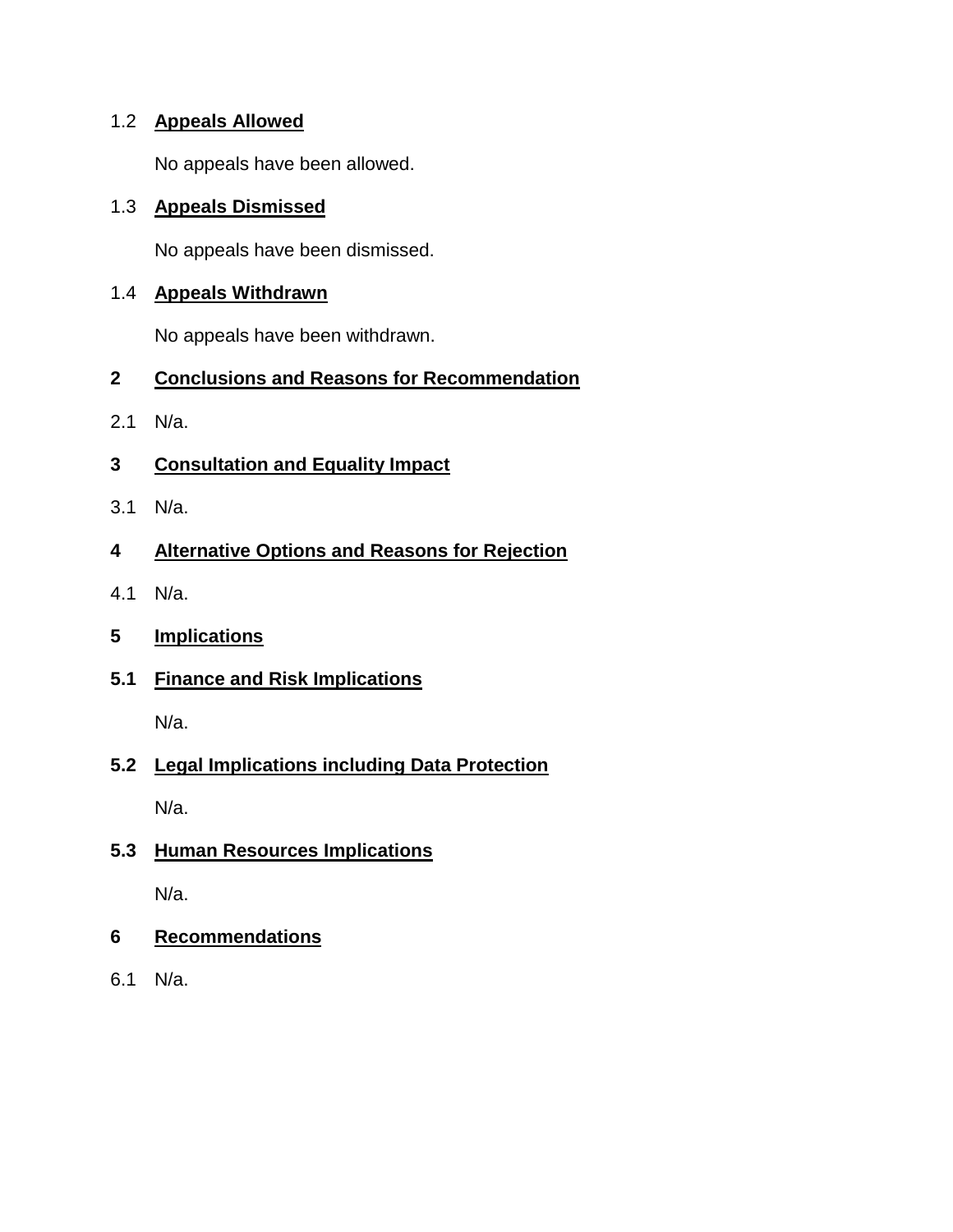### 1.2 Appeals Allowed

No appeals have been allowed.

### 1.3 Appeals Dismissed

No appeals have been dismissed.

### 1.4 Appeals Withdrawn

No appeals have been withdrawn.

## 2 Conclusions and Reasons for Recommendation

2.1 N/a.

## 3 Consultation and Equality Impact

3.1 N/a.

## 4 Alternative Options and Reasons for Rejection

4.1 N/a.

## 5 Implications

### 5.1 Finance and Risk Implications

N/a.

### 5.2 Legal Implications including Data Protection

N/a.

### 5.3 Human Resources Implications

N/a.

## 6 Recommendations

6.1 N/a.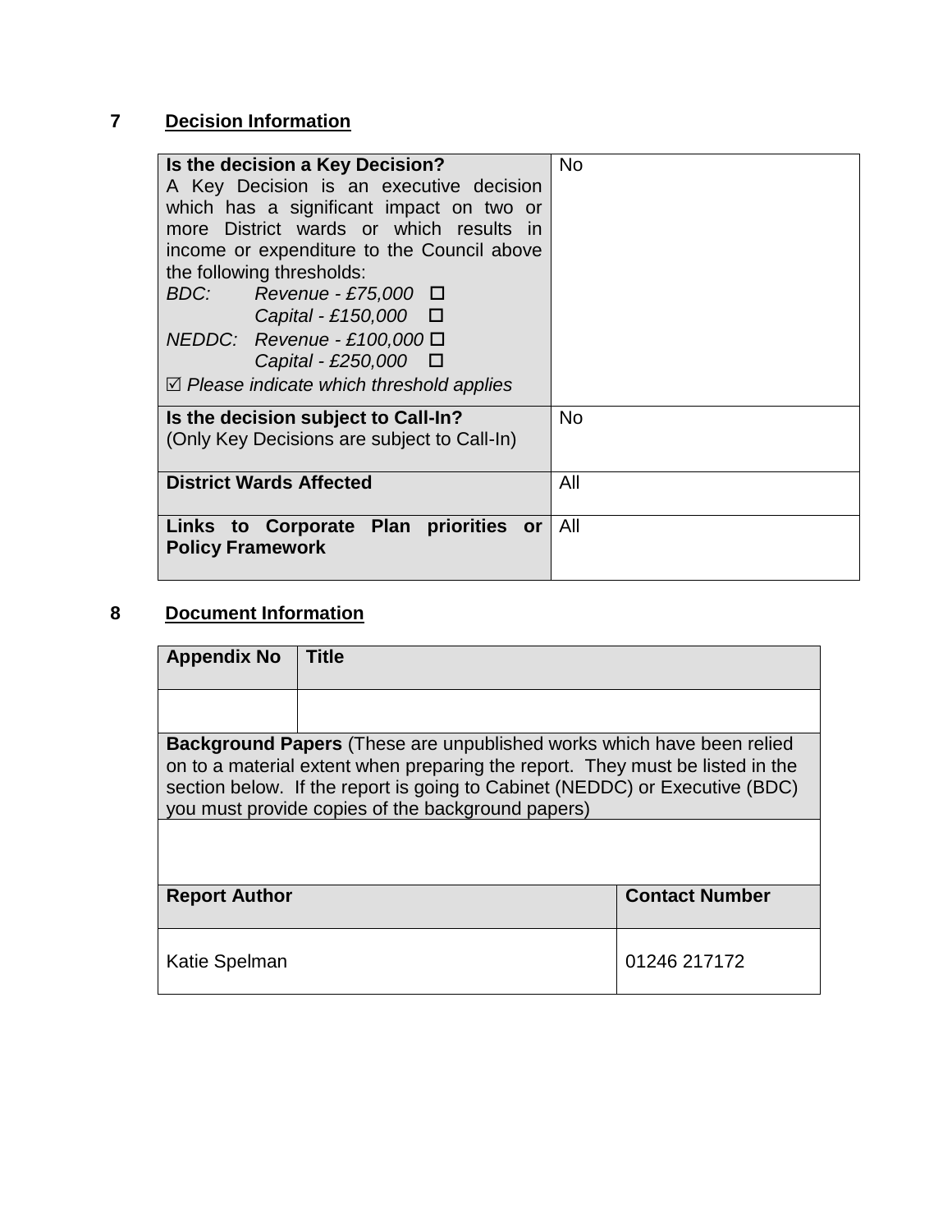## 7 Decision Information

| | |
|---|---|
| **Is the decision a Key Decision?**<br>A Key Decision is an executive decision which has a significant impact on two or more District wards or which results in income or expenditure to the Council above the following thresholds:<br>*BDC: Revenue - £75,000* ☐<br>*Capital - £150,000* ☐<br>*NEDDC: Revenue - £100,000* ☐<br>*Capital - £250,000* ☐<br>☑ *Please indicate which threshold applies* | No |
| **Is the decision subject to Call-In?**<br>(Only Key Decisions are subject to Call-In) | No |
| **District Wards Affected** | All |
| **Links to Corporate Plan priorities or Policy Framework** | All |

## 8 Document Information

| **Appendix No** | **Title** |
|---|---|
| | |
| **Background Papers** (These are unpublished works which have been relied on to a material extent when preparing the report. They must be listed in the section below. If the report is going to Cabinet (NEDDC) or Executive (BDC) you must provide copies of the background papers) | |
| | |
| **Report Author** | **Contact Number** |
| Katie Spelman | 01246 217172 |